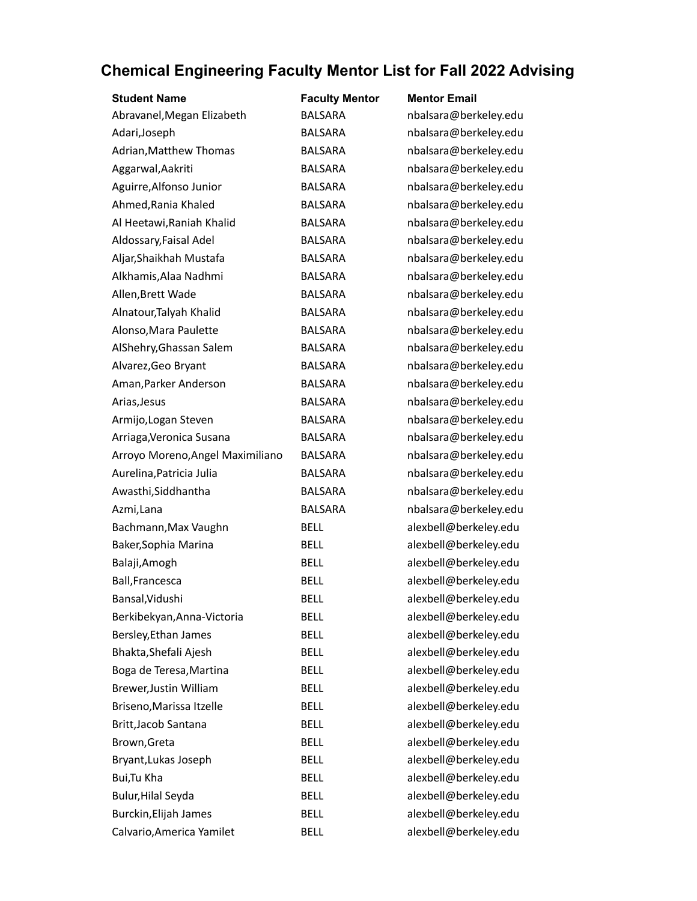# Chemical Engineering Faculty Mentor List for Fall 2022 Advising

| Student Name | Faculty Mentor | Mentor Email |
|---|---|---|
| Abravanel,Megan Elizabeth | BALSARA | nbalsara@berkeley.edu |
| Adari,Joseph | BALSARA | nbalsara@berkeley.edu |
| Adrian,Matthew Thomas | BALSARA | nbalsara@berkeley.edu |
| Aggarwal,Aakriti | BALSARA | nbalsara@berkeley.edu |
| Aguirre,Alfonso Junior | BALSARA | nbalsara@berkeley.edu |
| Ahmed,Rania Khaled | BALSARA | nbalsara@berkeley.edu |
| Al Heetawi,Raniah Khalid | BALSARA | nbalsara@berkeley.edu |
| Aldossary,Faisal Adel | BALSARA | nbalsara@berkeley.edu |
| Aljar,Shaikhah Mustafa | BALSARA | nbalsara@berkeley.edu |
| Alkhamis,Alaa Nadhmi | BALSARA | nbalsara@berkeley.edu |
| Allen,Brett Wade | BALSARA | nbalsara@berkeley.edu |
| Alnatour,Talyah Khalid | BALSARA | nbalsara@berkeley.edu |
| Alonso,Mara Paulette | BALSARA | nbalsara@berkeley.edu |
| AlShehry,Ghassan Salem | BALSARA | nbalsara@berkeley.edu |
| Alvarez,Geo Bryant | BALSARA | nbalsara@berkeley.edu |
| Aman,Parker Anderson | BALSARA | nbalsara@berkeley.edu |
| Arias,Jesus | BALSARA | nbalsara@berkeley.edu |
| Armijo,Logan Steven | BALSARA | nbalsara@berkeley.edu |
| Arriaga,Veronica Susana | BALSARA | nbalsara@berkeley.edu |
| Arroyo Moreno,Angel Maximiliano | BALSARA | nbalsara@berkeley.edu |
| Aurelina,Patricia Julia | BALSARA | nbalsara@berkeley.edu |
| Awasthi,Siddhantha | BALSARA | nbalsara@berkeley.edu |
| Azmi,Lana | BALSARA | nbalsara@berkeley.edu |
| Bachmann,Max Vaughn | BELL | alexbell@berkeley.edu |
| Baker,Sophia Marina | BELL | alexbell@berkeley.edu |
| Balaji,Amogh | BELL | alexbell@berkeley.edu |
| Ball,Francesca | BELL | alexbell@berkeley.edu |
| Bansal,Vidushi | BELL | alexbell@berkeley.edu |
| Berkibekyan,Anna-Victoria | BELL | alexbell@berkeley.edu |
| Bersley,Ethan James | BELL | alexbell@berkeley.edu |
| Bhakta,Shefali Ajesh | BELL | alexbell@berkeley.edu |
| Boga de Teresa,Martina | BELL | alexbell@berkeley.edu |
| Brewer,Justin William | BELL | alexbell@berkeley.edu |
| Briseno,Marissa Itzelle | BELL | alexbell@berkeley.edu |
| Britt,Jacob Santana | BELL | alexbell@berkeley.edu |
| Brown,Greta | BELL | alexbell@berkeley.edu |
| Bryant,Lukas Joseph | BELL | alexbell@berkeley.edu |
| Bui,Tu Kha | BELL | alexbell@berkeley.edu |
| Bulur,Hilal Seyda | BELL | alexbell@berkeley.edu |
| Burckin,Elijah James | BELL | alexbell@berkeley.edu |
| Calvario,America Yamilet | BELL | alexbell@berkeley.edu |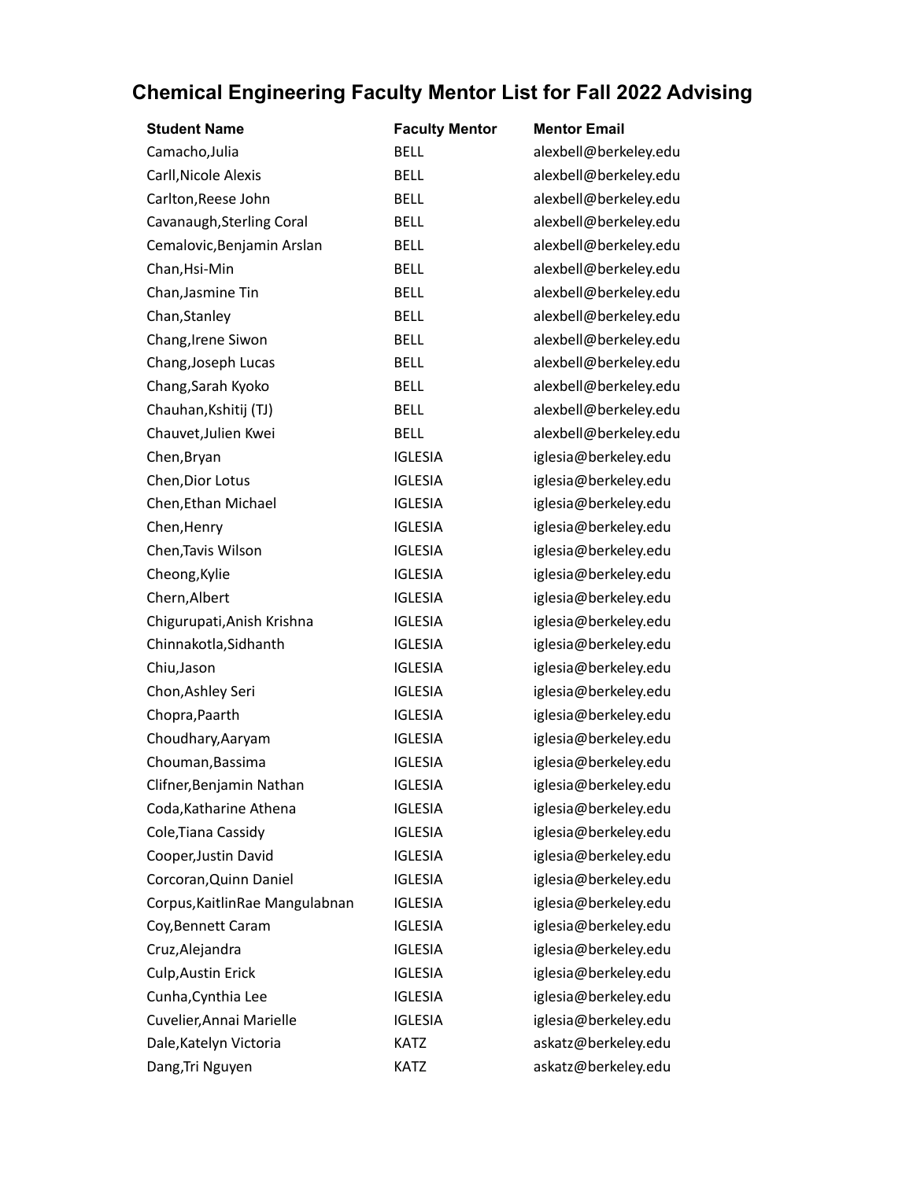# Chemical Engineering Faculty Mentor List for Fall 2022 Advising

| Student Name | Faculty Mentor | Mentor Email |
| --- | --- | --- |
| Camacho,Julia | BELL | alexbell@berkeley.edu |
| Carll,Nicole Alexis | BELL | alexbell@berkeley.edu |
| Carlton,Reese John | BELL | alexbell@berkeley.edu |
| Cavanaugh,Sterling Coral | BELL | alexbell@berkeley.edu |
| Cemalovic,Benjamin Arslan | BELL | alexbell@berkeley.edu |
| Chan,Hsi-Min | BELL | alexbell@berkeley.edu |
| Chan,Jasmine Tin | BELL | alexbell@berkeley.edu |
| Chan,Stanley | BELL | alexbell@berkeley.edu |
| Chang,Irene Siwon | BELL | alexbell@berkeley.edu |
| Chang,Joseph Lucas | BELL | alexbell@berkeley.edu |
| Chang,Sarah Kyoko | BELL | alexbell@berkeley.edu |
| Chauhan,Kshitij (TJ) | BELL | alexbell@berkeley.edu |
| Chauvet,Julien Kwei | BELL | alexbell@berkeley.edu |
| Chen,Bryan | IGLESIA | iglesia@berkeley.edu |
| Chen,Dior Lotus | IGLESIA | iglesia@berkeley.edu |
| Chen,Ethan Michael | IGLESIA | iglesia@berkeley.edu |
| Chen,Henry | IGLESIA | iglesia@berkeley.edu |
| Chen,Tavis Wilson | IGLESIA | iglesia@berkeley.edu |
| Cheong,Kylie | IGLESIA | iglesia@berkeley.edu |
| Chern,Albert | IGLESIA | iglesia@berkeley.edu |
| Chigurupati,Anish Krishna | IGLESIA | iglesia@berkeley.edu |
| Chinnakotla,Sidhanth | IGLESIA | iglesia@berkeley.edu |
| Chiu,Jason | IGLESIA | iglesia@berkeley.edu |
| Chon,Ashley Seri | IGLESIA | iglesia@berkeley.edu |
| Chopra,Paarth | IGLESIA | iglesia@berkeley.edu |
| Choudhary,Aaryam | IGLESIA | iglesia@berkeley.edu |
| Chouman,Bassima | IGLESIA | iglesia@berkeley.edu |
| Clifner,Benjamin Nathan | IGLESIA | iglesia@berkeley.edu |
| Coda,Katharine Athena | IGLESIA | iglesia@berkeley.edu |
| Cole,Tiana Cassidy | IGLESIA | iglesia@berkeley.edu |
| Cooper,Justin David | IGLESIA | iglesia@berkeley.edu |
| Corcoran,Quinn Daniel | IGLESIA | iglesia@berkeley.edu |
| Corpus,KaitlinRae Mangulabnan | IGLESIA | iglesia@berkeley.edu |
| Coy,Bennett Caram | IGLESIA | iglesia@berkeley.edu |
| Cruz,Alejandra | IGLESIA | iglesia@berkeley.edu |
| Culp,Austin Erick | IGLESIA | iglesia@berkeley.edu |
| Cunha,Cynthia Lee | IGLESIA | iglesia@berkeley.edu |
| Cuvelier,Annai Marielle | IGLESIA | iglesia@berkeley.edu |
| Dale,Katelyn Victoria | KATZ | askatz@berkeley.edu |
| Dang,Tri Nguyen | KATZ | askatz@berkeley.edu |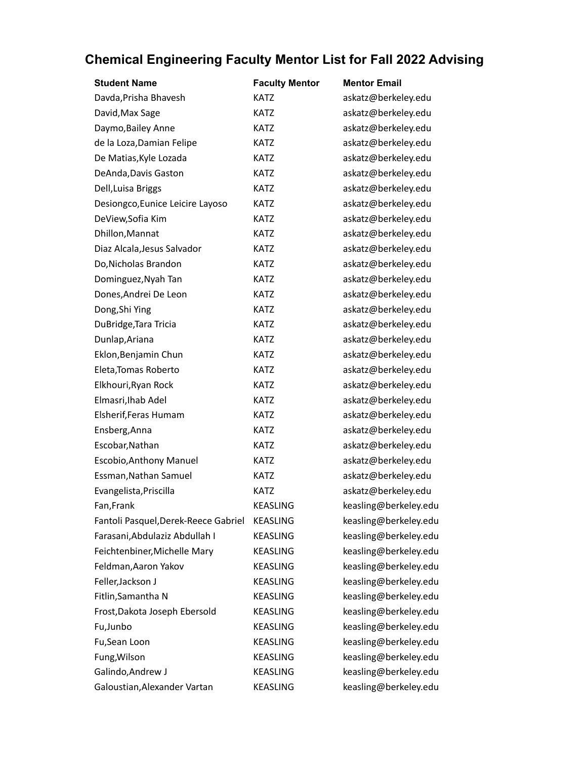## Chemical Engineering Faculty Mentor List for Fall 2022 Advising

| Student Name | Faculty Mentor | Mentor Email |
|---|---|---|
| Davda,Prisha Bhavesh | KATZ | askatz@berkeley.edu |
| David,Max Sage | KATZ | askatz@berkeley.edu |
| Daymo,Bailey Anne | KATZ | askatz@berkeley.edu |
| de la Loza,Damian Felipe | KATZ | askatz@berkeley.edu |
| De Matias,Kyle Lozada | KATZ | askatz@berkeley.edu |
| DeAnda,Davis Gaston | KATZ | askatz@berkeley.edu |
| Dell,Luisa Briggs | KATZ | askatz@berkeley.edu |
| Desiongco,Eunice Leicire Layoso | KATZ | askatz@berkeley.edu |
| DeView,Sofia Kim | KATZ | askatz@berkeley.edu |
| Dhillon,Mannat | KATZ | askatz@berkeley.edu |
| Diaz Alcala,Jesus Salvador | KATZ | askatz@berkeley.edu |
| Do,Nicholas Brandon | KATZ | askatz@berkeley.edu |
| Dominguez,Nyah Tan | KATZ | askatz@berkeley.edu |
| Dones,Andrei De Leon | KATZ | askatz@berkeley.edu |
| Dong,Shi Ying | KATZ | askatz@berkeley.edu |
| DuBridge,Tara Tricia | KATZ | askatz@berkeley.edu |
| Dunlap,Ariana | KATZ | askatz@berkeley.edu |
| Eklon,Benjamin Chun | KATZ | askatz@berkeley.edu |
| Eleta,Tomas Roberto | KATZ | askatz@berkeley.edu |
| Elkhouri,Ryan Rock | KATZ | askatz@berkeley.edu |
| Elmasri,Ihab Adel | KATZ | askatz@berkeley.edu |
| Elsherif,Feras Humam | KATZ | askatz@berkeley.edu |
| Ensberg,Anna | KATZ | askatz@berkeley.edu |
| Escobar,Nathan | KATZ | askatz@berkeley.edu |
| Escobio,Anthony Manuel | KATZ | askatz@berkeley.edu |
| Essman,Nathan Samuel | KATZ | askatz@berkeley.edu |
| Evangelista,Priscilla | KATZ | askatz@berkeley.edu |
| Fan,Frank | KEASLING | keasling@berkeley.edu |
| Fantoli Pasquel,Derek-Reece Gabriel | KEASLING | keasling@berkeley.edu |
| Farasani,Abdulaziz Abdullah I | KEASLING | keasling@berkeley.edu |
| Feichtenbiner,Michelle Mary | KEASLING | keasling@berkeley.edu |
| Feldman,Aaron Yakov | KEASLING | keasling@berkeley.edu |
| Feller,Jackson J | KEASLING | keasling@berkeley.edu |
| Fitlin,Samantha N | KEASLING | keasling@berkeley.edu |
| Frost,Dakota Joseph Ebersold | KEASLING | keasling@berkeley.edu |
| Fu,Junbo | KEASLING | keasling@berkeley.edu |
| Fu,Sean Loon | KEASLING | keasling@berkeley.edu |
| Fung,Wilson | KEASLING | keasling@berkeley.edu |
| Galindo,Andrew J | KEASLING | keasling@berkeley.edu |
| Galoustian,Alexander Vartan | KEASLING | keasling@berkeley.edu |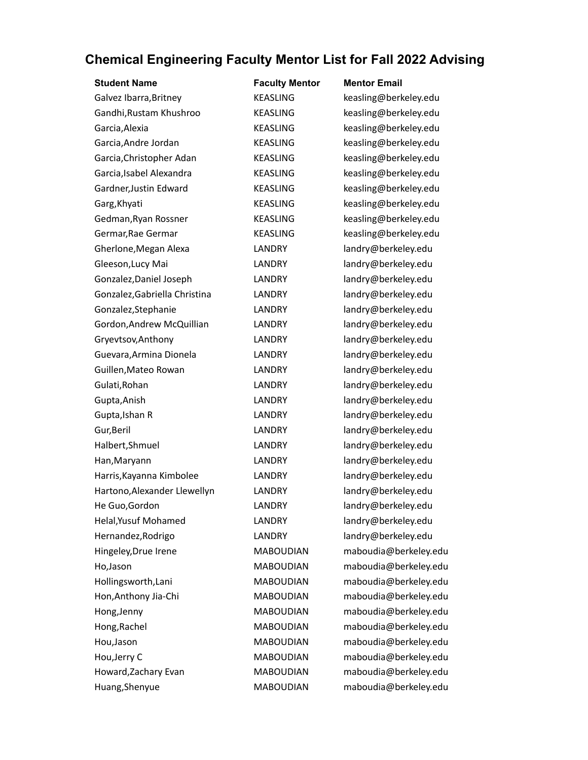# Chemical Engineering Faculty Mentor List for Fall 2022 Advising

| Student Name | Faculty Mentor | Mentor Email |
|---|---|---|
| Galvez Ibarra,Britney | KEASLING | keasling@berkeley.edu |
| Gandhi,Rustam Khushroo | KEASLING | keasling@berkeley.edu |
| Garcia,Alexia | KEASLING | keasling@berkeley.edu |
| Garcia,Andre Jordan | KEASLING | keasling@berkeley.edu |
| Garcia,Christopher Adan | KEASLING | keasling@berkeley.edu |
| Garcia,Isabel Alexandra | KEASLING | keasling@berkeley.edu |
| Gardner,Justin Edward | KEASLING | keasling@berkeley.edu |
| Garg,Khyati | KEASLING | keasling@berkeley.edu |
| Gedman,Ryan Rossner | KEASLING | keasling@berkeley.edu |
| Germar,Rae Germar | KEASLING | keasling@berkeley.edu |
| Gherlone,Megan Alexa | LANDRY | landry@berkeley.edu |
| Gleeson,Lucy Mai | LANDRY | landry@berkeley.edu |
| Gonzalez,Daniel Joseph | LANDRY | landry@berkeley.edu |
| Gonzalez,Gabriella Christina | LANDRY | landry@berkeley.edu |
| Gonzalez,Stephanie | LANDRY | landry@berkeley.edu |
| Gordon,Andrew McQuillian | LANDRY | landry@berkeley.edu |
| Gryevtsov,Anthony | LANDRY | landry@berkeley.edu |
| Guevara,Armina Dionela | LANDRY | landry@berkeley.edu |
| Guillen,Mateo Rowan | LANDRY | landry@berkeley.edu |
| Gulati,Rohan | LANDRY | landry@berkeley.edu |
| Gupta,Anish | LANDRY | landry@berkeley.edu |
| Gupta,Ishan R | LANDRY | landry@berkeley.edu |
| Gur,Beril | LANDRY | landry@berkeley.edu |
| Halbert,Shmuel | LANDRY | landry@berkeley.edu |
| Han,Maryann | LANDRY | landry@berkeley.edu |
| Harris,Kayanna Kimbolee | LANDRY | landry@berkeley.edu |
| Hartono,Alexander Llewellyn | LANDRY | landry@berkeley.edu |
| He Guo,Gordon | LANDRY | landry@berkeley.edu |
| Helal,Yusuf Mohamed | LANDRY | landry@berkeley.edu |
| Hernandez,Rodrigo | LANDRY | landry@berkeley.edu |
| Hingeley,Drue Irene | MABOUDIAN | maboudia@berkeley.edu |
| Ho,Jason | MABOUDIAN | maboudia@berkeley.edu |
| Hollingsworth,Lani | MABOUDIAN | maboudia@berkeley.edu |
| Hon,Anthony Jia-Chi | MABOUDIAN | maboudia@berkeley.edu |
| Hong,Jenny | MABOUDIAN | maboudia@berkeley.edu |
| Hong,Rachel | MABOUDIAN | maboudia@berkeley.edu |
| Hou,Jason | MABOUDIAN | maboudia@berkeley.edu |
| Hou,Jerry C | MABOUDIAN | maboudia@berkeley.edu |
| Howard,Zachary Evan | MABOUDIAN | maboudia@berkeley.edu |
| Huang,Shenyue | MABOUDIAN | maboudia@berkeley.edu |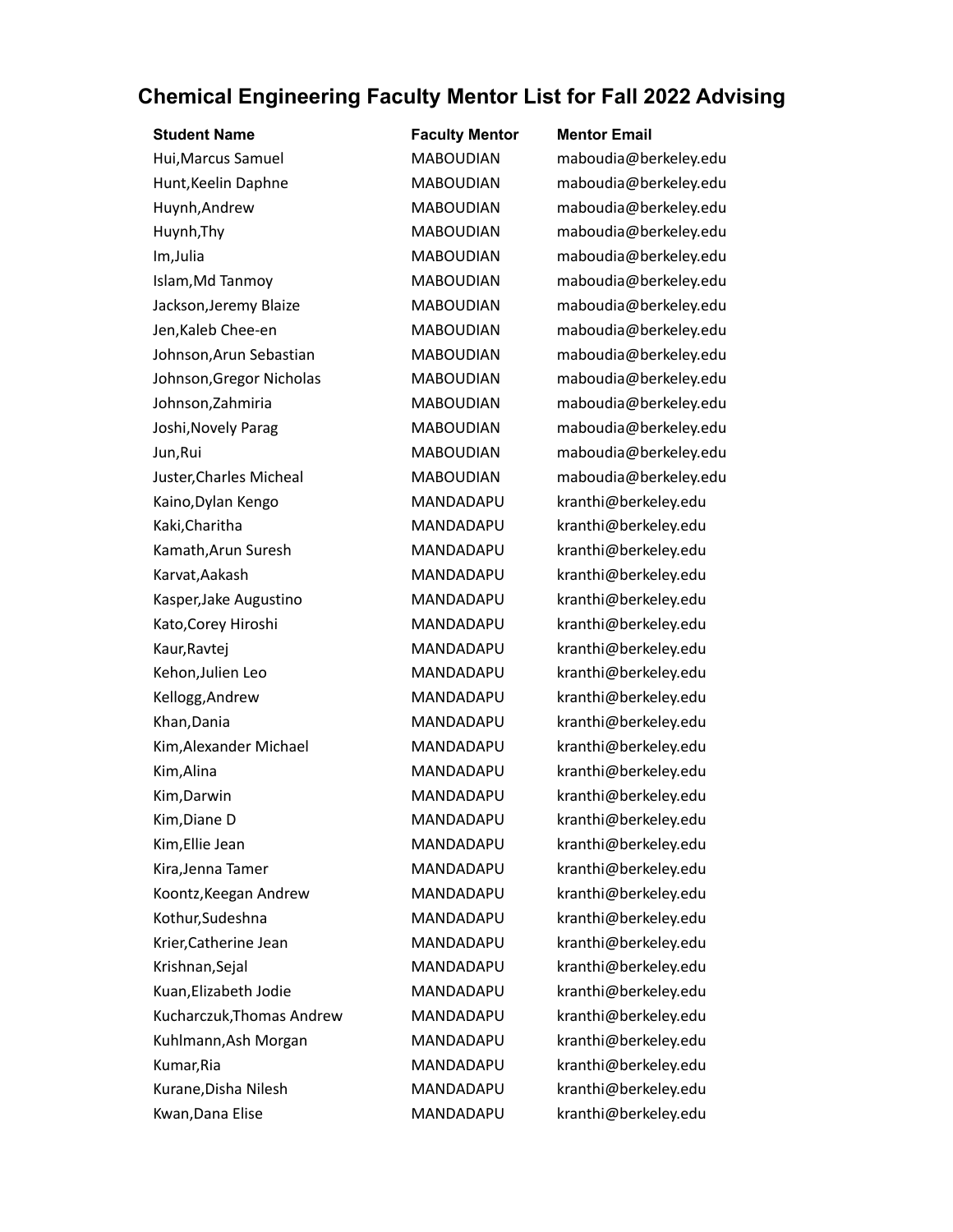## Chemical Engineering Faculty Mentor List for Fall 2022 Advising

| Student Name | Faculty Mentor | Mentor Email |
| --- | --- | --- |
| Hui,Marcus Samuel | MABOUDIAN | maboudia@berkeley.edu |
| Hunt,Keelin Daphne | MABOUDIAN | maboudia@berkeley.edu |
| Huynh,Andrew | MABOUDIAN | maboudia@berkeley.edu |
| Huynh,Thy | MABOUDIAN | maboudia@berkeley.edu |
| Im,Julia | MABOUDIAN | maboudia@berkeley.edu |
| Islam,Md Tanmoy | MABOUDIAN | maboudia@berkeley.edu |
| Jackson,Jeremy Blaize | MABOUDIAN | maboudia@berkeley.edu |
| Jen,Kaleb Chee-en | MABOUDIAN | maboudia@berkeley.edu |
| Johnson,Arun Sebastian | MABOUDIAN | maboudia@berkeley.edu |
| Johnson,Gregor Nicholas | MABOUDIAN | maboudia@berkeley.edu |
| Johnson,Zahmiria | MABOUDIAN | maboudia@berkeley.edu |
| Joshi,Novely Parag | MABOUDIAN | maboudia@berkeley.edu |
| Jun,Rui | MABOUDIAN | maboudia@berkeley.edu |
| Juster,Charles Micheal | MABOUDIAN | maboudia@berkeley.edu |
| Kaino,Dylan Kengo | MANDADAPU | kranthi@berkeley.edu |
| Kaki,Charitha | MANDADAPU | kranthi@berkeley.edu |
| Kamath,Arun Suresh | MANDADAPU | kranthi@berkeley.edu |
| Karvat,Aakash | MANDADAPU | kranthi@berkeley.edu |
| Kasper,Jake Augustino | MANDADAPU | kranthi@berkeley.edu |
| Kato,Corey Hiroshi | MANDADAPU | kranthi@berkeley.edu |
| Kaur,Ravtej | MANDADAPU | kranthi@berkeley.edu |
| Kehon,Julien Leo | MANDADAPU | kranthi@berkeley.edu |
| Kellogg,Andrew | MANDADAPU | kranthi@berkeley.edu |
| Khan,Dania | MANDADAPU | kranthi@berkeley.edu |
| Kim,Alexander Michael | MANDADAPU | kranthi@berkeley.edu |
| Kim,Alina | MANDADAPU | kranthi@berkeley.edu |
| Kim,Darwin | MANDADAPU | kranthi@berkeley.edu |
| Kim,Diane D | MANDADAPU | kranthi@berkeley.edu |
| Kim,Ellie Jean | MANDADAPU | kranthi@berkeley.edu |
| Kira,Jenna Tamer | MANDADAPU | kranthi@berkeley.edu |
| Koontz,Keegan Andrew | MANDADAPU | kranthi@berkeley.edu |
| Kothur,Sudeshna | MANDADAPU | kranthi@berkeley.edu |
| Krier,Catherine Jean | MANDADAPU | kranthi@berkeley.edu |
| Krishnan,Sejal | MANDADAPU | kranthi@berkeley.edu |
| Kuan,Elizabeth Jodie | MANDADAPU | kranthi@berkeley.edu |
| Kucharczuk,Thomas Andrew | MANDADAPU | kranthi@berkeley.edu |
| Kuhlmann,Ash Morgan | MANDADAPU | kranthi@berkeley.edu |
| Kumar,Ria | MANDADAPU | kranthi@berkeley.edu |
| Kurane,Disha Nilesh | MANDADAPU | kranthi@berkeley.edu |
| Kwan,Dana Elise | MANDADAPU | kranthi@berkeley.edu |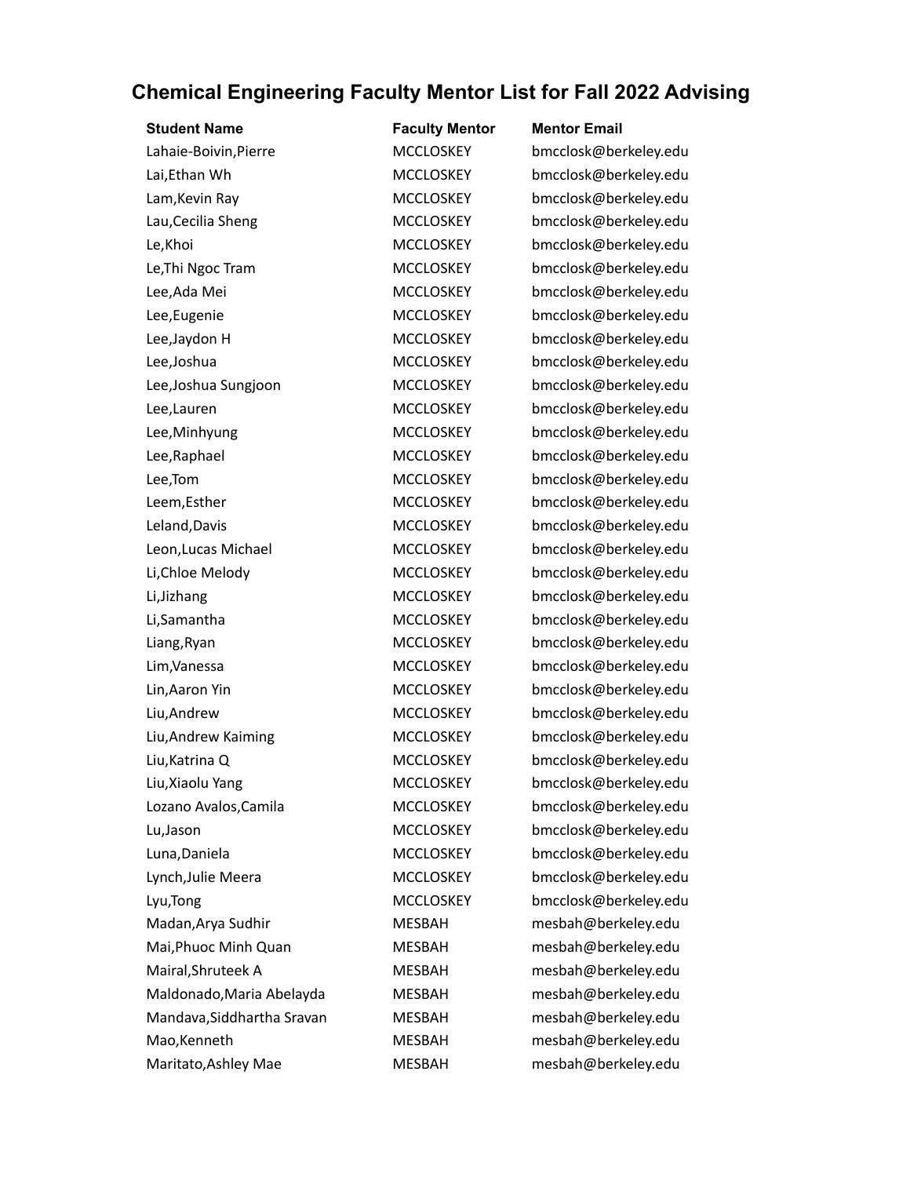## Chemical Engineering Faculty Mentor List for Fall 2022 Advising

| Student Name | Faculty Mentor | Mentor Email |
|---|---|---|
| Lahaie-Boivin,Pierre | MCCLOSKEY | bmcclosk@berkeley.edu |
| Lai,Ethan Wh | MCCLOSKEY | bmcclosk@berkeley.edu |
| Lam,Kevin Ray | MCCLOSKEY | bmcclosk@berkeley.edu |
| Lau,Cecilia Sheng | MCCLOSKEY | bmcclosk@berkeley.edu |
| Le,Khoi | MCCLOSKEY | bmcclosk@berkeley.edu |
| Le,Thi Ngoc Tram | MCCLOSKEY | bmcclosk@berkeley.edu |
| Lee,Ada Mei | MCCLOSKEY | bmcclosk@berkeley.edu |
| Lee,Eugenie | MCCLOSKEY | bmcclosk@berkeley.edu |
| Lee,Jaydon H | MCCLOSKEY | bmcclosk@berkeley.edu |
| Lee,Joshua | MCCLOSKEY | bmcclosk@berkeley.edu |
| Lee,Joshua Sungjoon | MCCLOSKEY | bmcclosk@berkeley.edu |
| Lee,Lauren | MCCLOSKEY | bmcclosk@berkeley.edu |
| Lee,Minhyung | MCCLOSKEY | bmcclosk@berkeley.edu |
| Lee,Raphael | MCCLOSKEY | bmcclosk@berkeley.edu |
| Lee,Tom | MCCLOSKEY | bmcclosk@berkeley.edu |
| Leem,Esther | MCCLOSKEY | bmcclosk@berkeley.edu |
| Leland,Davis | MCCLOSKEY | bmcclosk@berkeley.edu |
| Leon,Lucas Michael | MCCLOSKEY | bmcclosk@berkeley.edu |
| Li,Chloe Melody | MCCLOSKEY | bmcclosk@berkeley.edu |
| Li,Jizhang | MCCLOSKEY | bmcclosk@berkeley.edu |
| Li,Samantha | MCCLOSKEY | bmcclosk@berkeley.edu |
| Liang,Ryan | MCCLOSKEY | bmcclosk@berkeley.edu |
| Lim,Vanessa | MCCLOSKEY | bmcclosk@berkeley.edu |
| Lin,Aaron Yin | MCCLOSKEY | bmcclosk@berkeley.edu |
| Liu,Andrew | MCCLOSKEY | bmcclosk@berkeley.edu |
| Liu,Andrew Kaiming | MCCLOSKEY | bmcclosk@berkeley.edu |
| Liu,Katrina Q | MCCLOSKEY | bmcclosk@berkeley.edu |
| Liu,Xiaolu Yang | MCCLOSKEY | bmcclosk@berkeley.edu |
| Lozano Avalos,Camila | MCCLOSKEY | bmcclosk@berkeley.edu |
| Lu,Jason | MCCLOSKEY | bmcclosk@berkeley.edu |
| Luna,Daniela | MCCLOSKEY | bmcclosk@berkeley.edu |
| Lynch,Julie Meera | MCCLOSKEY | bmcclosk@berkeley.edu |
| Lyu,Tong | MCCLOSKEY | bmcclosk@berkeley.edu |
| Madan,Arya Sudhir | MESBAH | mesbah@berkeley.edu |
| Mai,Phuoc Minh Quan | MESBAH | mesbah@berkeley.edu |
| Mairal,Shruteek A | MESBAH | mesbah@berkeley.edu |
| Maldonado,Maria Abelayda | MESBAH | mesbah@berkeley.edu |
| Mandava,Siddhartha Sravan | MESBAH | mesbah@berkeley.edu |
| Mao,Kenneth | MESBAH | mesbah@berkeley.edu |
| Maritato,Ashley Mae | MESBAH | mesbah@berkeley.edu |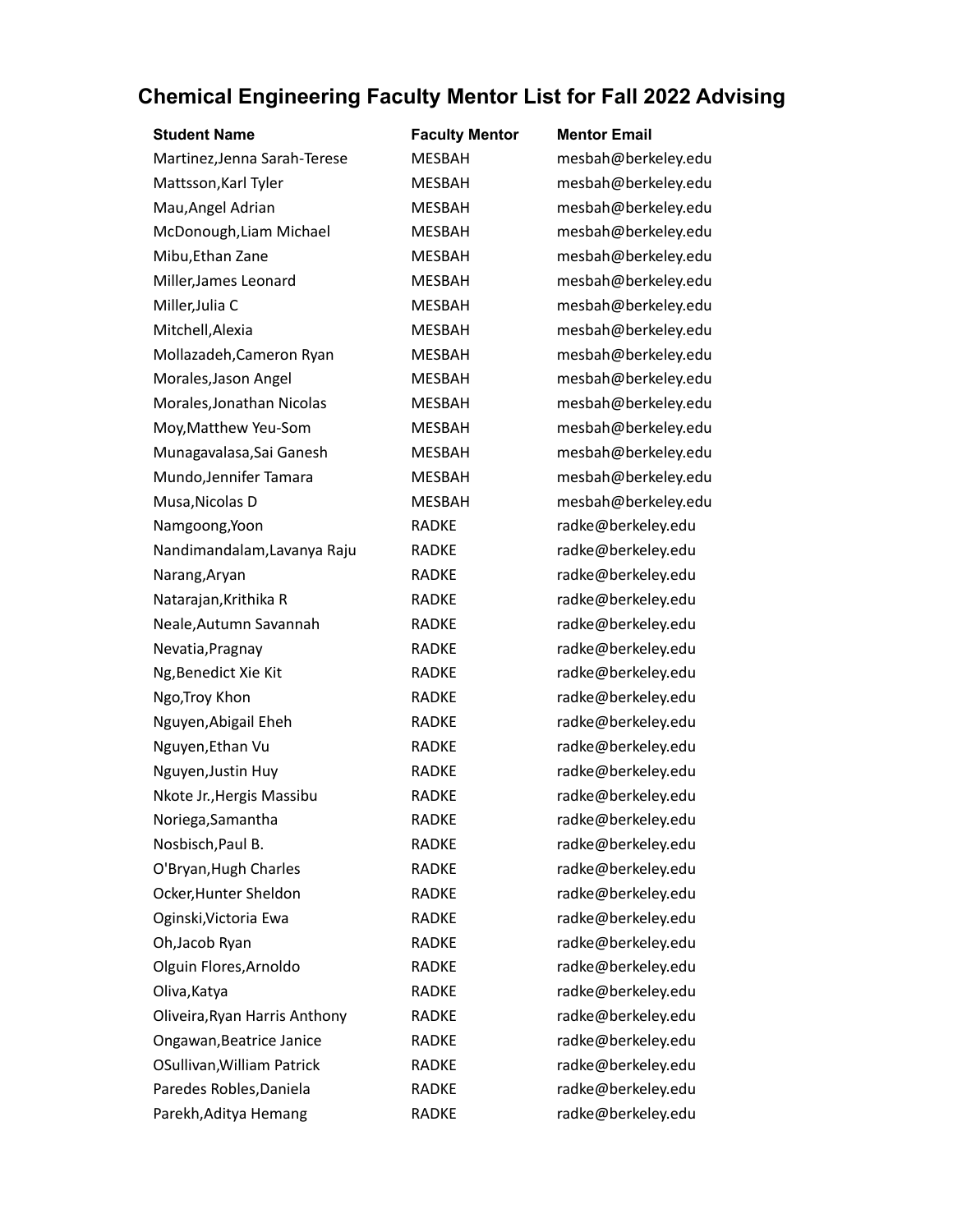## Chemical Engineering Faculty Mentor List for Fall 2022 Advising

| Student Name | Faculty Mentor | Mentor Email |
| --- | --- | --- |
| Martinez,Jenna Sarah-Terese | MESBAH | mesbah@berkeley.edu |
| Mattsson,Karl Tyler | MESBAH | mesbah@berkeley.edu |
| Mau,Angel Adrian | MESBAH | mesbah@berkeley.edu |
| McDonough,Liam Michael | MESBAH | mesbah@berkeley.edu |
| Mibu,Ethan Zane | MESBAH | mesbah@berkeley.edu |
| Miller,James Leonard | MESBAH | mesbah@berkeley.edu |
| Miller,Julia C | MESBAH | mesbah@berkeley.edu |
| Mitchell,Alexia | MESBAH | mesbah@berkeley.edu |
| Mollazadeh,Cameron Ryan | MESBAH | mesbah@berkeley.edu |
| Morales,Jason Angel | MESBAH | mesbah@berkeley.edu |
| Morales,Jonathan Nicolas | MESBAH | mesbah@berkeley.edu |
| Moy,Matthew Yeu-Som | MESBAH | mesbah@berkeley.edu |
| Munagavalasa,Sai Ganesh | MESBAH | mesbah@berkeley.edu |
| Mundo,Jennifer Tamara | MESBAH | mesbah@berkeley.edu |
| Musa,Nicolas D | MESBAH | mesbah@berkeley.edu |
| Namgoong,Yoon | RADKE | radke@berkeley.edu |
| Nandimandalam,Lavanya Raju | RADKE | radke@berkeley.edu |
| Narang,Aryan | RADKE | radke@berkeley.edu |
| Natarajan,Krithika R | RADKE | radke@berkeley.edu |
| Neale,Autumn Savannah | RADKE | radke@berkeley.edu |
| Nevatia,Pragnay | RADKE | radke@berkeley.edu |
| Ng,Benedict Xie Kit | RADKE | radke@berkeley.edu |
| Ngo,Troy Khon | RADKE | radke@berkeley.edu |
| Nguyen,Abigail Eheh | RADKE | radke@berkeley.edu |
| Nguyen,Ethan Vu | RADKE | radke@berkeley.edu |
| Nguyen,Justin Huy | RADKE | radke@berkeley.edu |
| Nkote Jr.,Hergis Massibu | RADKE | radke@berkeley.edu |
| Noriega,Samantha | RADKE | radke@berkeley.edu |
| Nosbisch,Paul B. | RADKE | radke@berkeley.edu |
| O'Bryan,Hugh Charles | RADKE | radke@berkeley.edu |
| Ocker,Hunter Sheldon | RADKE | radke@berkeley.edu |
| Oginski,Victoria Ewa | RADKE | radke@berkeley.edu |
| Oh,Jacob Ryan | RADKE | radke@berkeley.edu |
| Olguin Flores,Arnoldo | RADKE | radke@berkeley.edu |
| Oliva,Katya | RADKE | radke@berkeley.edu |
| Oliveira,Ryan Harris Anthony | RADKE | radke@berkeley.edu |
| Ongawan,Beatrice Janice | RADKE | radke@berkeley.edu |
| OSullivan,William Patrick | RADKE | radke@berkeley.edu |
| Paredes Robles,Daniela | RADKE | radke@berkeley.edu |
| Parekh,Aditya Hemang | RADKE | radke@berkeley.edu |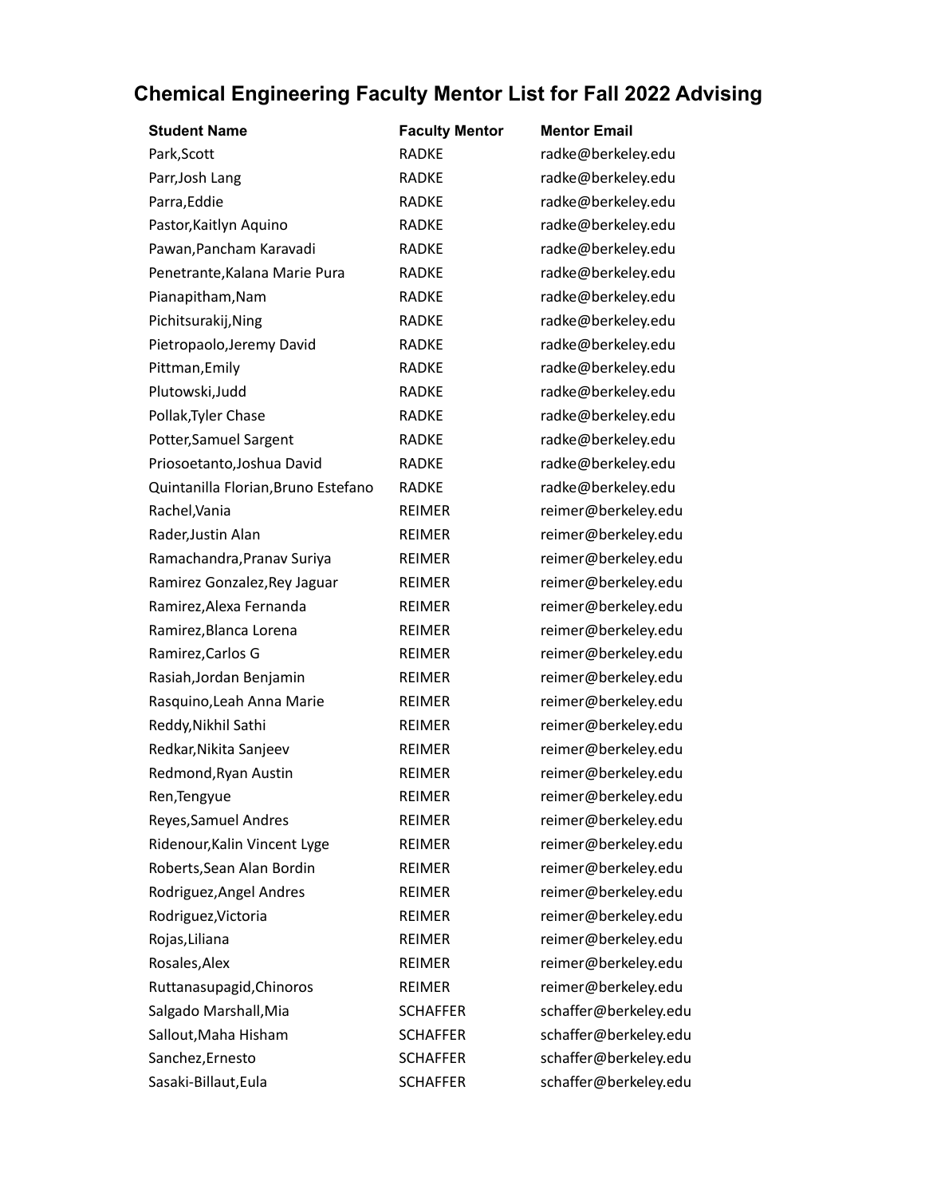## Chemical Engineering Faculty Mentor List for Fall 2022 Advising

| Student Name | Faculty Mentor | Mentor Email |
|---|---|---|
| Park,Scott | RADKE | radke@berkeley.edu |
| Parr,Josh Lang | RADKE | radke@berkeley.edu |
| Parra,Eddie | RADKE | radke@berkeley.edu |
| Pastor,Kaitlyn Aquino | RADKE | radke@berkeley.edu |
| Pawan,Pancham Karavadi | RADKE | radke@berkeley.edu |
| Penetrante,Kalana Marie Pura | RADKE | radke@berkeley.edu |
| Pianapitham,Nam | RADKE | radke@berkeley.edu |
| Pichitsurakij,Ning | RADKE | radke@berkeley.edu |
| Pietropaolo,Jeremy David | RADKE | radke@berkeley.edu |
| Pittman,Emily | RADKE | radke@berkeley.edu |
| Plutowski,Judd | RADKE | radke@berkeley.edu |
| Pollak,Tyler Chase | RADKE | radke@berkeley.edu |
| Potter,Samuel Sargent | RADKE | radke@berkeley.edu |
| Priosoetanto,Joshua David | RADKE | radke@berkeley.edu |
| Quintanilla Florian,Bruno Estefano | RADKE | radke@berkeley.edu |
| Rachel,Vania | REIMER | reimer@berkeley.edu |
| Rader,Justin Alan | REIMER | reimer@berkeley.edu |
| Ramachandra,Pranav Suriya | REIMER | reimer@berkeley.edu |
| Ramirez Gonzalez,Rey Jaguar | REIMER | reimer@berkeley.edu |
| Ramirez,Alexa Fernanda | REIMER | reimer@berkeley.edu |
| Ramirez,Blanca Lorena | REIMER | reimer@berkeley.edu |
| Ramirez,Carlos G | REIMER | reimer@berkeley.edu |
| Rasiah,Jordan Benjamin | REIMER | reimer@berkeley.edu |
| Rasquino,Leah Anna Marie | REIMER | reimer@berkeley.edu |
| Reddy,Nikhil Sathi | REIMER | reimer@berkeley.edu |
| Redkar,Nikita Sanjeev | REIMER | reimer@berkeley.edu |
| Redmond,Ryan Austin | REIMER | reimer@berkeley.edu |
| Ren,Tengyue | REIMER | reimer@berkeley.edu |
| Reyes,Samuel Andres | REIMER | reimer@berkeley.edu |
| Ridenour,Kalin Vincent Lyge | REIMER | reimer@berkeley.edu |
| Roberts,Sean Alan Bordin | REIMER | reimer@berkeley.edu |
| Rodriguez,Angel Andres | REIMER | reimer@berkeley.edu |
| Rodriguez,Victoria | REIMER | reimer@berkeley.edu |
| Rojas,Liliana | REIMER | reimer@berkeley.edu |
| Rosales,Alex | REIMER | reimer@berkeley.edu |
| Ruttanasupagid,Chinoros | REIMER | reimer@berkeley.edu |
| Salgado Marshall,Mia | SCHAFFER | schaffer@berkeley.edu |
| Sallout,Maha Hisham | SCHAFFER | schaffer@berkeley.edu |
| Sanchez,Ernesto | SCHAFFER | schaffer@berkeley.edu |
| Sasaki-Billaut,Eula | SCHAFFER | schaffer@berkeley.edu |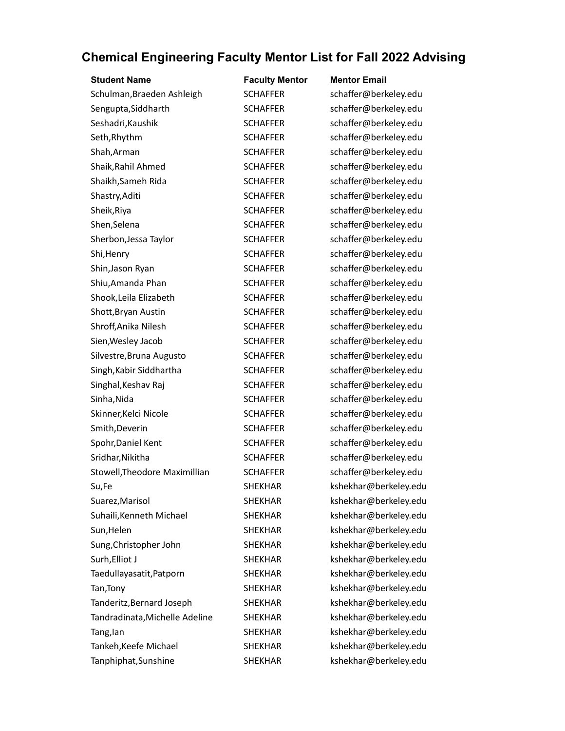## Chemical Engineering Faculty Mentor List for Fall 2022 Advising

| Student Name | Faculty Mentor | Mentor Email |
|---|---|---|
| Schulman,Braeden Ashleigh | SCHAFFER | schaffer@berkeley.edu |
| Sengupta,Siddharth | SCHAFFER | schaffer@berkeley.edu |
| Seshadri,Kaushik | SCHAFFER | schaffer@berkeley.edu |
| Seth,Rhythm | SCHAFFER | schaffer@berkeley.edu |
| Shah,Arman | SCHAFFER | schaffer@berkeley.edu |
| Shaik,Rahil Ahmed | SCHAFFER | schaffer@berkeley.edu |
| Shaikh,Sameh Rida | SCHAFFER | schaffer@berkeley.edu |
| Shastry,Aditi | SCHAFFER | schaffer@berkeley.edu |
| Sheik,Riya | SCHAFFER | schaffer@berkeley.edu |
| Shen,Selena | SCHAFFER | schaffer@berkeley.edu |
| Sherbon,Jessa Taylor | SCHAFFER | schaffer@berkeley.edu |
| Shi,Henry | SCHAFFER | schaffer@berkeley.edu |
| Shin,Jason Ryan | SCHAFFER | schaffer@berkeley.edu |
| Shiu,Amanda Phan | SCHAFFER | schaffer@berkeley.edu |
| Shook,Leila Elizabeth | SCHAFFER | schaffer@berkeley.edu |
| Shott,Bryan Austin | SCHAFFER | schaffer@berkeley.edu |
| Shroff,Anika Nilesh | SCHAFFER | schaffer@berkeley.edu |
| Sien,Wesley Jacob | SCHAFFER | schaffer@berkeley.edu |
| Silvestre,Bruna Augusto | SCHAFFER | schaffer@berkeley.edu |
| Singh,Kabir Siddhartha | SCHAFFER | schaffer@berkeley.edu |
| Singhal,Keshav Raj | SCHAFFER | schaffer@berkeley.edu |
| Sinha,Nida | SCHAFFER | schaffer@berkeley.edu |
| Skinner,Kelci Nicole | SCHAFFER | schaffer@berkeley.edu |
| Smith,Deverin | SCHAFFER | schaffer@berkeley.edu |
| Spohr,Daniel Kent | SCHAFFER | schaffer@berkeley.edu |
| Sridhar,Nikitha | SCHAFFER | schaffer@berkeley.edu |
| Stowell,Theodore Maximillian | SCHAFFER | schaffer@berkeley.edu |
| Su,Fe | SHEKHAR | kshekhar@berkeley.edu |
| Suarez,Marisol | SHEKHAR | kshekhar@berkeley.edu |
| Suhaili,Kenneth Michael | SHEKHAR | kshekhar@berkeley.edu |
| Sun,Helen | SHEKHAR | kshekhar@berkeley.edu |
| Sung,Christopher John | SHEKHAR | kshekhar@berkeley.edu |
| Surh,Elliot J | SHEKHAR | kshekhar@berkeley.edu |
| Taedullayasatit,Patporn | SHEKHAR | kshekhar@berkeley.edu |
| Tan,Tony | SHEKHAR | kshekhar@berkeley.edu |
| Tanderitz,Bernard Joseph | SHEKHAR | kshekhar@berkeley.edu |
| Tandradinata,Michelle Adeline | SHEKHAR | kshekhar@berkeley.edu |
| Tang,Ian | SHEKHAR | kshekhar@berkeley.edu |
| Tankeh,Keefe Michael | SHEKHAR | kshekhar@berkeley.edu |
| Tanphiphat,Sunshine | SHEKHAR | kshekhar@berkeley.edu |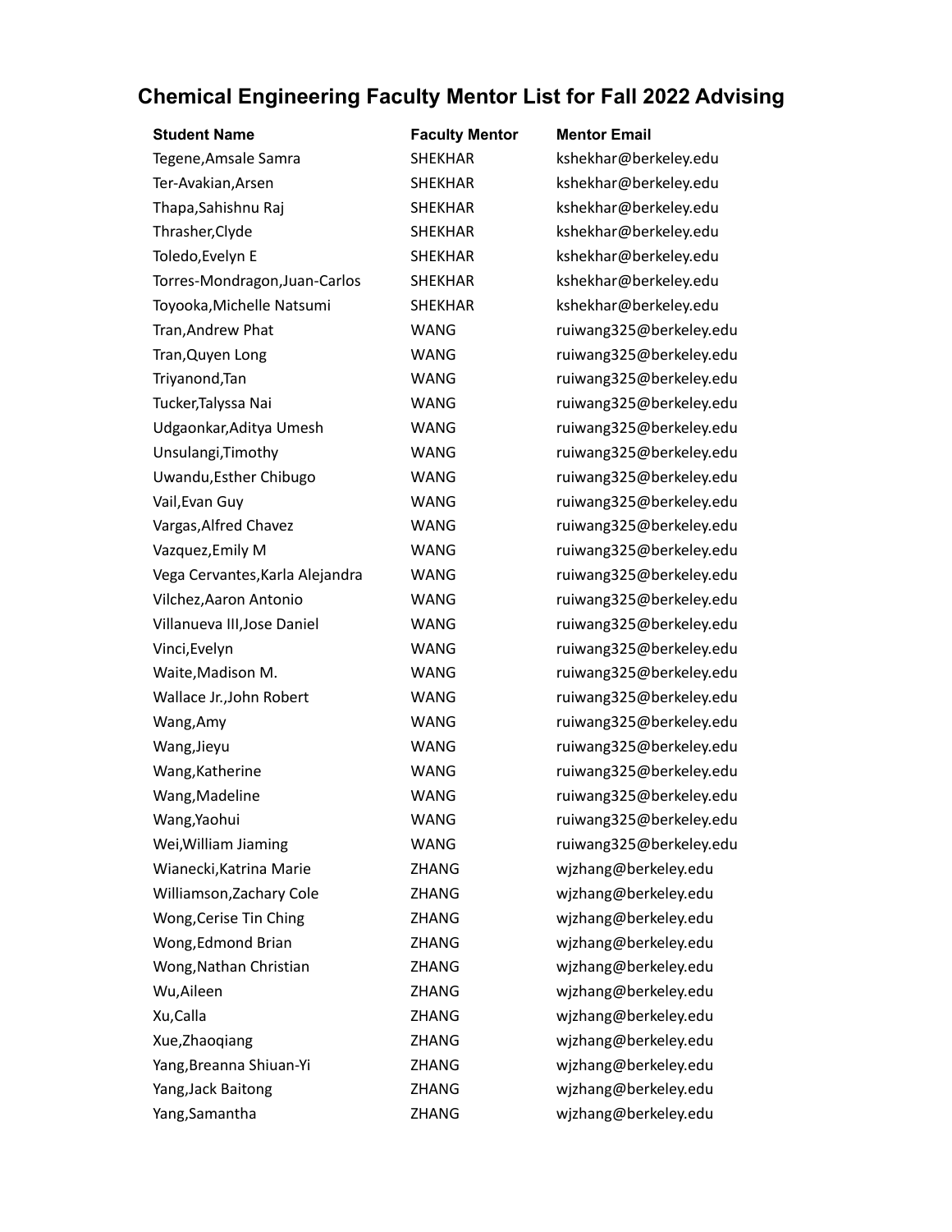## Chemical Engineering Faculty Mentor List for Fall 2022 Advising

| Student Name | Faculty Mentor | Mentor Email |
| --- | --- | --- |
| Tegene,Amsale Samra | SHEKHAR | kshekhar@berkeley.edu |
| Ter-Avakian,Arsen | SHEKHAR | kshekhar@berkeley.edu |
| Thapa,Sahishnu Raj | SHEKHAR | kshekhar@berkeley.edu |
| Thrasher,Clyde | SHEKHAR | kshekhar@berkeley.edu |
| Toledo,Evelyn E | SHEKHAR | kshekhar@berkeley.edu |
| Torres-Mondragon,Juan-Carlos | SHEKHAR | kshekhar@berkeley.edu |
| Toyooka,Michelle Natsumi | SHEKHAR | kshekhar@berkeley.edu |
| Tran,Andrew Phat | WANG | ruiwang325@berkeley.edu |
| Tran,Quyen Long | WANG | ruiwang325@berkeley.edu |
| Triyanond,Tan | WANG | ruiwang325@berkeley.edu |
| Tucker,Talyssa Nai | WANG | ruiwang325@berkeley.edu |
| Udgaonkar,Aditya Umesh | WANG | ruiwang325@berkeley.edu |
| Unsulangi,Timothy | WANG | ruiwang325@berkeley.edu |
| Uwandu,Esther Chibugo | WANG | ruiwang325@berkeley.edu |
| Vail,Evan Guy | WANG | ruiwang325@berkeley.edu |
| Vargas,Alfred Chavez | WANG | ruiwang325@berkeley.edu |
| Vazquez,Emily M | WANG | ruiwang325@berkeley.edu |
| Vega Cervantes,Karla Alejandra | WANG | ruiwang325@berkeley.edu |
| Vilchez,Aaron Antonio | WANG | ruiwang325@berkeley.edu |
| Villanueva III,Jose Daniel | WANG | ruiwang325@berkeley.edu |
| Vinci,Evelyn | WANG | ruiwang325@berkeley.edu |
| Waite,Madison M. | WANG | ruiwang325@berkeley.edu |
| Wallace Jr.,John Robert | WANG | ruiwang325@berkeley.edu |
| Wang,Amy | WANG | ruiwang325@berkeley.edu |
| Wang,Jieyu | WANG | ruiwang325@berkeley.edu |
| Wang,Katherine | WANG | ruiwang325@berkeley.edu |
| Wang,Madeline | WANG | ruiwang325@berkeley.edu |
| Wang,Yaohui | WANG | ruiwang325@berkeley.edu |
| Wei,William Jiaming | WANG | ruiwang325@berkeley.edu |
| Wianecki,Katrina Marie | ZHANG | wjzhang@berkeley.edu |
| Williamson,Zachary Cole | ZHANG | wjzhang@berkeley.edu |
| Wong,Cerise Tin Ching | ZHANG | wjzhang@berkeley.edu |
| Wong,Edmond Brian | ZHANG | wjzhang@berkeley.edu |
| Wong,Nathan Christian | ZHANG | wjzhang@berkeley.edu |
| Wu,Aileen | ZHANG | wjzhang@berkeley.edu |
| Xu,Calla | ZHANG | wjzhang@berkeley.edu |
| Xue,Zhaoqiang | ZHANG | wjzhang@berkeley.edu |
| Yang,Breanna Shiuan-Yi | ZHANG | wjzhang@berkeley.edu |
| Yang,Jack Baitong | ZHANG | wjzhang@berkeley.edu |
| Yang,Samantha | ZHANG | wjzhang@berkeley.edu |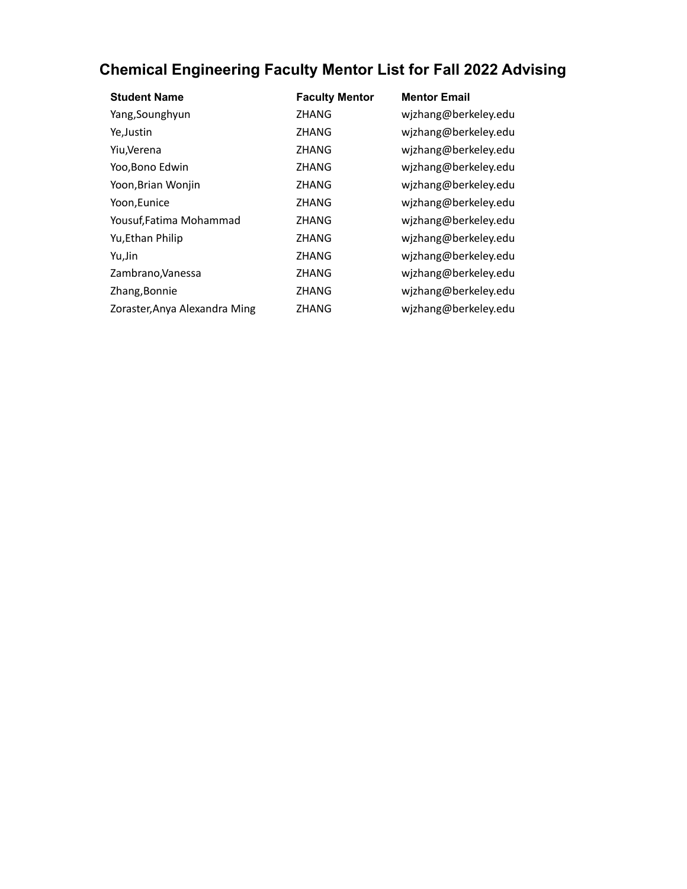# Chemical Engineering Faculty Mentor List for Fall 2022 Advising

| Student Name | Faculty Mentor | Mentor Email |
| --- | --- | --- |
| Yang,Sounghyun | ZHANG | wjzhang@berkeley.edu |
| Ye,Justin | ZHANG | wjzhang@berkeley.edu |
| Yiu,Verena | ZHANG | wjzhang@berkeley.edu |
| Yoo,Bono Edwin | ZHANG | wjzhang@berkeley.edu |
| Yoon,Brian Wonjin | ZHANG | wjzhang@berkeley.edu |
| Yoon,Eunice | ZHANG | wjzhang@berkeley.edu |
| Yousuf,Fatima Mohammad | ZHANG | wjzhang@berkeley.edu |
| Yu,Ethan Philip | ZHANG | wjzhang@berkeley.edu |
| Yu,Jin | ZHANG | wjzhang@berkeley.edu |
| Zambrano,Vanessa | ZHANG | wjzhang@berkeley.edu |
| Zhang,Bonnie | ZHANG | wjzhang@berkeley.edu |
| Zoraster,Anya Alexandra Ming | ZHANG | wjzhang@berkeley.edu |